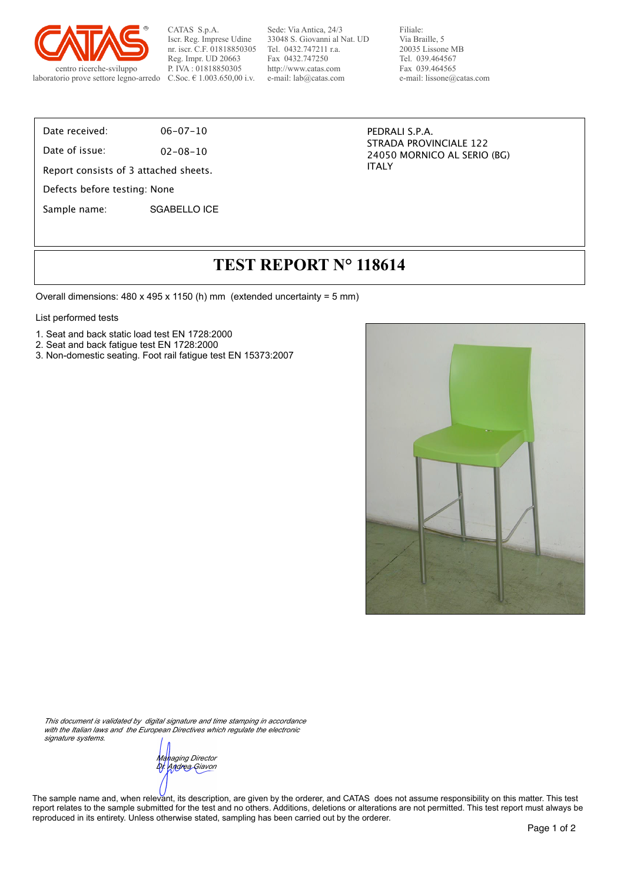CATAS S.p.A.
Iscr. Reg. Imprese Udine
nr. iscr. C.F. 01818850305
Reg. Impr. UD 20663
P. IVA : 01818850305
C.Soc. € 1.003.650,00 i.v.

Sede: Via Antica, 24/3
33048 S. Giovanni al Nat. UD
Tel. 0432.747211 r.a.
Fax 0432.747250
http://www.catas.com
e-mail: lab@catas.com

Filiale:
Via Braille, 5
20035 Lissone MB
Tel. 039.464567
Fax 039.464565
e-mail: lissone@catas.com

centro ricerche-sviluppo
laboratorio prove settore legno-arredo

Date received: 06-07-10

Date of issue: 02-08-10

Report consists of 3 attached sheets.

Defects before testing: None

Sample name: SGABELLO ICE

PEDRALI S.P.A.
STRADA PROVINCIALE 122
24050 MORNICO AL SERIO (BG)
ITALY

# TEST REPORT N° 118614

Overall dimensions: 480 x 495 x 1150 (h) mm (extended uncertainty = 5 mm)

List performed tests

1. Seat and back static load test EN 1728:2000
2. Seat and back fatigue test EN 1728:2000
3. Non-domestic seating. Foot rail fatigue test EN 15373:2007

*This document is validated by digital signature and time stamping in accordance with the Italian laws and the European Directives which regulate the electronic signature systems.*

*Managing Director*
*Dr. Andrea Giavon*

The sample name and, when relevant, its description, are given by the orderer, and CATAS does not assume responsibility on this matter. This test report relates to the sample submitted for the test and no others. Additions, deletions or alterations are not permitted. This test report must always be reproduced in its entirety. Unless otherwise stated, sampling has been carried out by the orderer.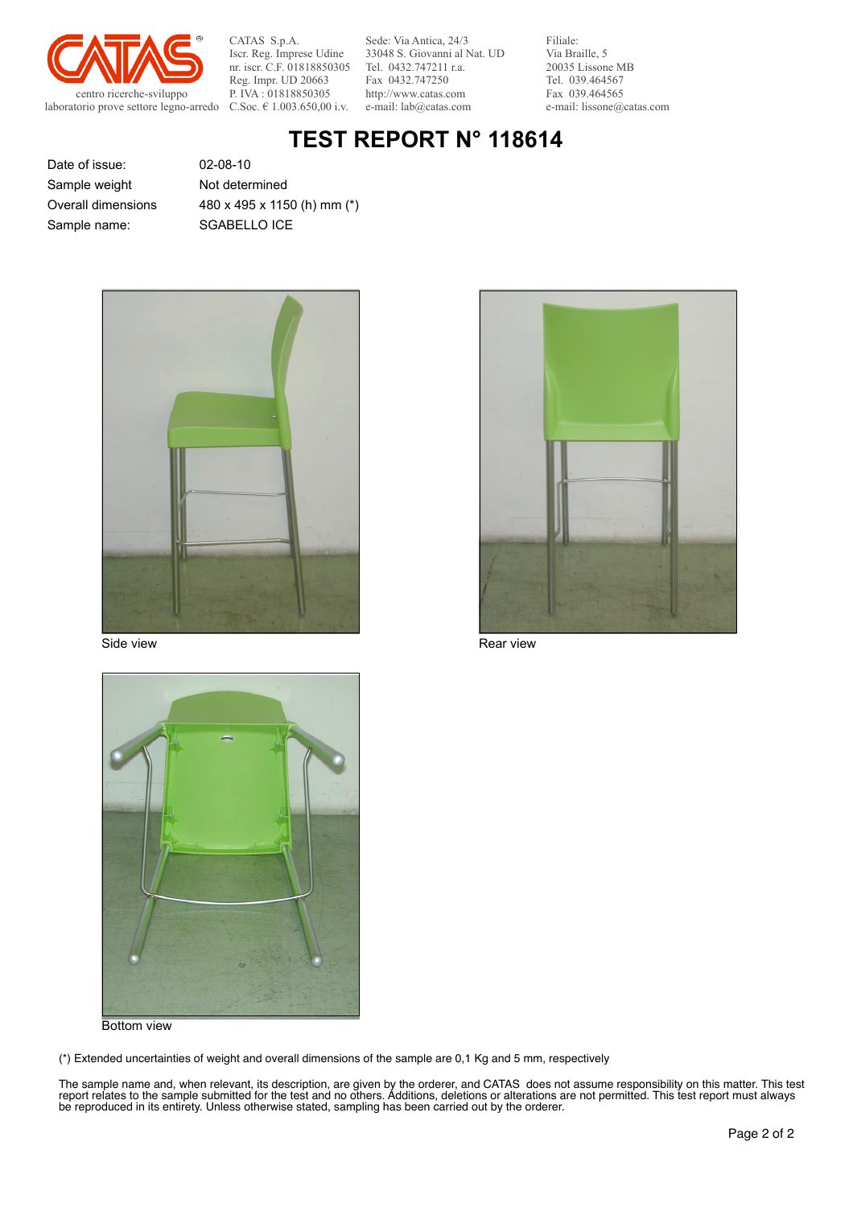CATAS S.p.A.
Iscr. Reg. Imprese Udine
nr. iscr. C.F. 01818850305
Reg. Impr. UD 20663
P. IVA : 01818850305
C.Soc. € 1.003.650,00 i.v.

Sede: Via Antica, 24/3
33048 S. Giovanni al Nat. UD
Tel. 0432.747211 r.a.
Fax 0432.747250
http://www.catas.com
e-mail: lab@catas.com

Filiale:
Via Braille, 5
20035 Lissone MB
Tel. 039.464567
Fax 039.464565
e-mail: lissone@catas.com

centro ricerche-sviluppo
laboratorio prove settore legno-arredo

# TEST REPORT N° 118614

| | |
|---|---|
| Date of issue: | 02-08-10 |
| Sample weight | Not determined |
| Overall dimensions | 480 x 495 x 1150 (h) mm (*) |
| Sample name: | SGABELLO ICE |

Side view

Rear view

Bottom view

(*) Extended uncertainties of weight and overall dimensions of the sample are 0,1 Kg and 5 mm, respectively

The sample name and, when relevant, its description, are given by the orderer, and CATAS does not assume responsibility on this matter. This test report relates to the sample submitted for the test and no others. Additions, deletions or alterations are not permitted. This test report must always be reproduced in its entirety. Unless otherwise stated, sampling has been carried out by the orderer.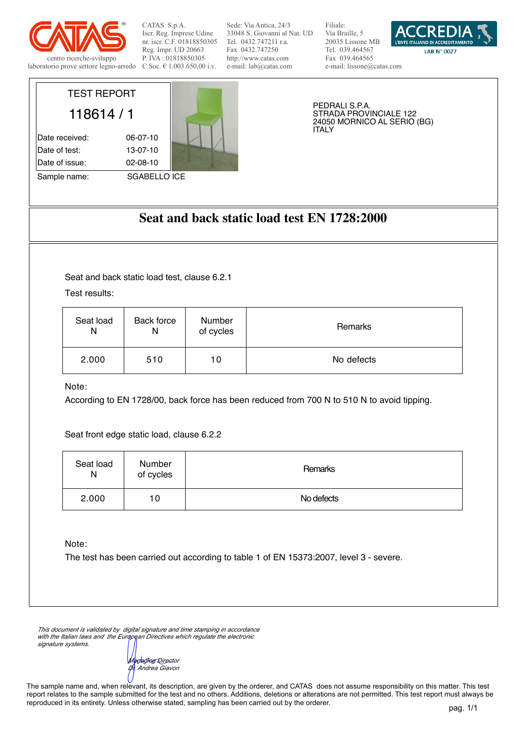CATAS S.p.A.
Iscr. Reg. Imprese Udine
nr. iscr. C.F. 01818850305
Reg. Impr. UD 20663
P. IVA : 01818850305
C.Soc. € 1.003.650,00 i.v.

Sede: Via Antica, 24/3
33048 S. Giovanni al Nat. UD
Tel. 0432.747211 r.a.
Fax 0432.747250
http://www.catas.com
e-mail: lab@catas.com

Filiale:
Via Braille, 5
20035 Lissone MB
Tel. 039.464567
Fax 039.464565
e-mail: lissone@catas.com

centro ricerche-sviluppo
laboratorio prove settore legno-arredo

ACCREDIA L'ENTE ITALIANO DI ACCREDITAMENTO
LAB N° 0027

TEST REPORT

**118614 / 1**

| | |
|---|---|
| Date received: | 06-07-10 |
| Date of test: | 13-07-10 |
| Date of issue: | 02-08-10 |
| Sample name: | SGABELLO ICE |

PEDRALI S.P.A.
STRADA PROVINCIALE 122
24050 MORNICO AL SERIO (BG)
ITALY

# Seat and back static load test EN 1728:2000

Seat and back static load test, clause 6.2.1

Test results:

| Seat load N | Back force N | Number of cycles | Remarks |
|---|---|---|---|
| 2.000 | 510 | 10 | No defects |

Note:
According to EN 1728/00, back force has been reduced from 700 N to 510 N to avoid tipping.

Seat front edge static load, clause 6.2.2

| Seat load N | Number of cycles | Remarks |
|---|---|---|
| 2.000 | 10 | No defects |

Note:
The test has been carried out according to table 1 of EN 15373:2007, level 3 - severe.

*This document is validated by digital signature and time stamping in accordance with the Italian laws and the European Directives which regulate the electronic signature systems.*

*Managing Director*
*Dr. Andrea Giavon*

The sample name and, when relevant, its description, are given by the orderer, and CATAS does not assume responsibility on this matter. This test report relates to the sample submitted for the test and no others. Additions, deletions or alterations are not permitted. This test report must always be reproduced in its entirety. Unless otherwise stated, sampling has been carried out by the orderer.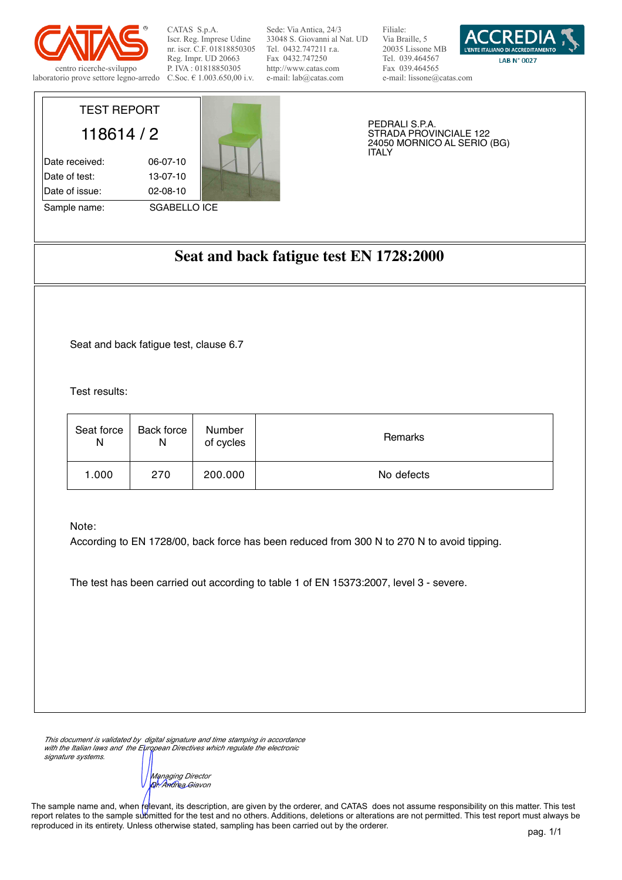CATAS S.p.A.
Iscr. Reg. Imprese Udine
nr. iscr. C.F. 01818850305
Reg. Impr. UD 20663
P. IVA : 01818850305
C.Soc. € 1.003.650,00 i.v.

Sede: Via Antica, 24/3
33048 S. Giovanni al Nat. UD
Tel. 0432.747211 r.a.
Fax 0432.747250
http://www.catas.com
e-mail: lab@catas.com

Filiale:
Via Braille, 5
20035 Lissone MB
Tel. 039.464567
Fax 039.464565
e-mail: lissone@catas.com

centro ricerche-sviluppo
laboratorio prove settore legno-arredo

ACCREDIA L'ENTE ITALIANO DI ACCREDITAMENTO
LAB N° 0027

TEST REPORT

118614 / 2

| | |
|---|---|
| Date received: | 06-07-10 |
| Date of test: | 13-07-10 |
| Date of issue: | 02-08-10 |
| Sample name: | SGABELLO ICE |

PEDRALI S.P.A.
STRADA PROVINCIALE 122
24050 MORNICO AL SERIO (BG)
ITALY

# Seat and back fatigue test EN 1728:2000

Seat and back fatigue test, clause 6.7

Test results:

| Seat force N | Back force N | Number of cycles | Remarks |
|---|---|---|---|
| 1.000 | 270 | 200.000 | No defects |

Note:
According to EN 1728/00, back force has been reduced from 300 N to 270 N to avoid tipping.

The test has been carried out according to table 1 of EN 15373:2007, level 3 - severe.

*This document is validated by digital signature and time stamping in accordance with the Italian laws and the European Directives which regulate the electronic signature systems.*

*Managing Director*
*Dr. Andrea Giavon*

The sample name and, when relevant, its description, are given by the orderer, and CATAS does not assume responsibility on this matter. This test report relates to the sample submitted for the test and no others. Additions, deletions or alterations are not permitted. This test report must always be reproduced in its entirety. Unless otherwise stated, sampling has been carried out by the orderer.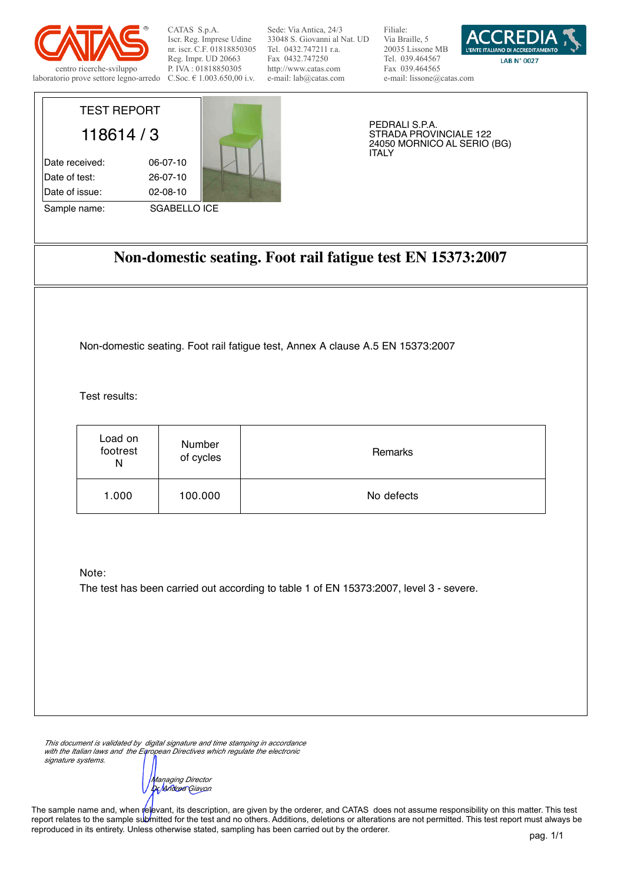CATAS S.p.A.
Iscr. Reg. Imprese Udine
nr. iscr. C.F. 01818850305
Reg. Impr. UD 20663
P. IVA : 01818850305
C.Soc. € 1.003.650,00 i.v.

Sede: Via Antica, 24/3
33048 S. Giovanni al Nat. UD
Tel. 0432.747211 r.a.
Fax 0432.747250
http://www.catas.com
e-mail: lab@catas.com

Filiale:
Via Braille, 5
20035 Lissone MB
Tel. 039.464567
Fax 039.464565
e-mail: lissone@catas.com

centro ricerche-sviluppo
laboratorio prove settore legno-arredo

ACCREDIA
L'ENTE ITALIANO DI ACCREDITAMENTO
LAB N° 0027

TEST REPORT

118614 / 3

| | |
|---|---|
| Date received: | 06-07-10 |
| Date of test: | 26-07-10 |
| Date of issue: | 02-08-10 |
| Sample name: | SGABELLO ICE |

PEDRALI S.P.A.
STRADA PROVINCIALE 122
24050 MORNICO AL SERIO (BG)
ITALY

# Non-domestic seating. Foot rail fatigue test EN 15373:2007

Non-domestic seating. Foot rail fatigue test, Annex A clause A.5 EN 15373:2007

Test results:

| Load on footrest N | Number of cycles | Remarks |
|---|---|---|
| 1.000 | 100.000 | No defects |

Note:
The test has been carried out according to table 1 of EN 15373:2007, level 3 - severe.

*This document is validated by digital signature and time stamping in accordance with the Italian laws and the European Directives which regulate the electronic signature systems.*

*Managing Director*
*Dr. Andrea Giavon*

The sample name and, when relevant, its description, are given by the orderer, and CATAS does not assume responsibility on this matter. This test report relates to the sample submitted for the test and no others. Additions, deletions or alterations are not permitted. This test report must always be reproduced in its entirety. Unless otherwise stated, sampling has been carried out by the orderer.